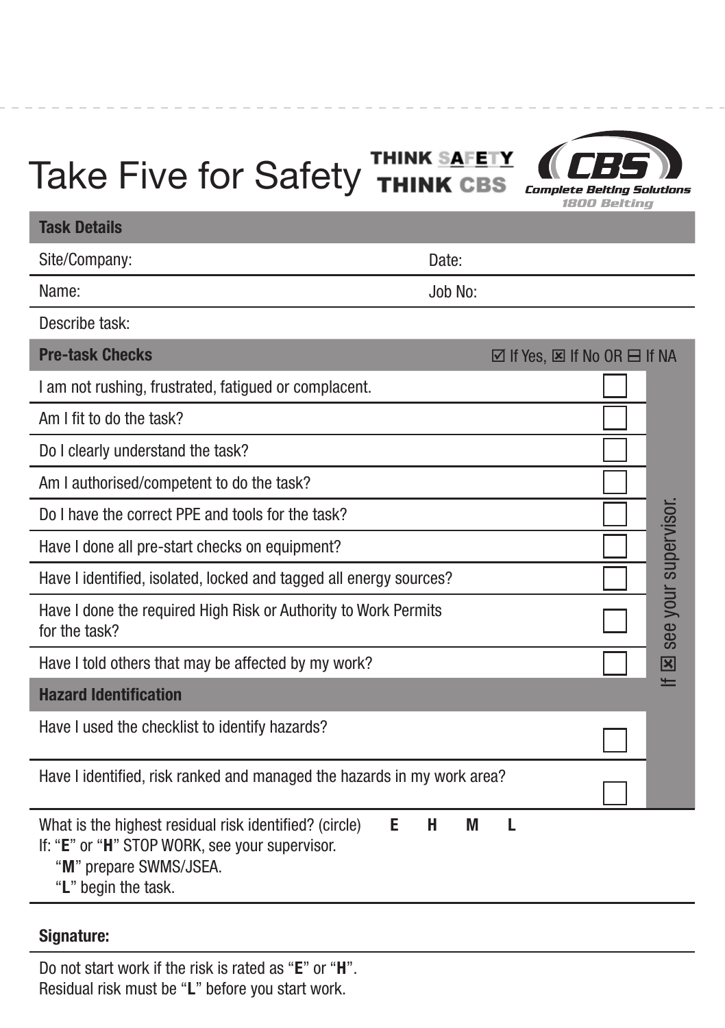# Take Five for Safety

THINK SAFETY
THINK CBS

CBS
Complete Belting Solutions
1800 Belting

| Task Details | |
|---|---|
| Site/Company: | Date: |
| Name: | Job No: |
| Describe task: | |

| Pre-task Checks | ☑ If Yes, ☒ If No OR ⊟ If NA |
|---|---|
| I am not rushing, frustrated, fatigued or complacent. | ☐ |
| Am I fit to do the task? | ☐ |
| Do I clearly understand the task? | ☐ |
| Am I authorised/competent to do the task? | ☐ |
| Do I have the correct PPE and tools for the task? | ☐ |
| Have I done all pre-start checks on equipment? | ☐ |
| Have I identified, isolated, locked and tagged all energy sources? | ☐ |
| Have I done the required High Risk or Authority to Work Permits for the task? | ☐ |
| Have I told others that may be affected by my work? | ☐ |
| **Hazard Identification** | |
| Have I used the checklist to identify hazards? | ☐ |
| Have I identified, risk ranked and managed the hazards in my work area? | ☐ |

If ☒ see your supervisor.

What is the highest residual risk identified? (circle) **E** **H** **M** **L**

If: "**E**" or "**H**" STOP WORK, see your supervisor.
"**M**" prepare SWMS/JSEA.
"**L**" begin the task.

**Signature:**

Do not start work if the risk is rated as "**E**" or "**H**".
Residual risk must be "**L**" before you start work.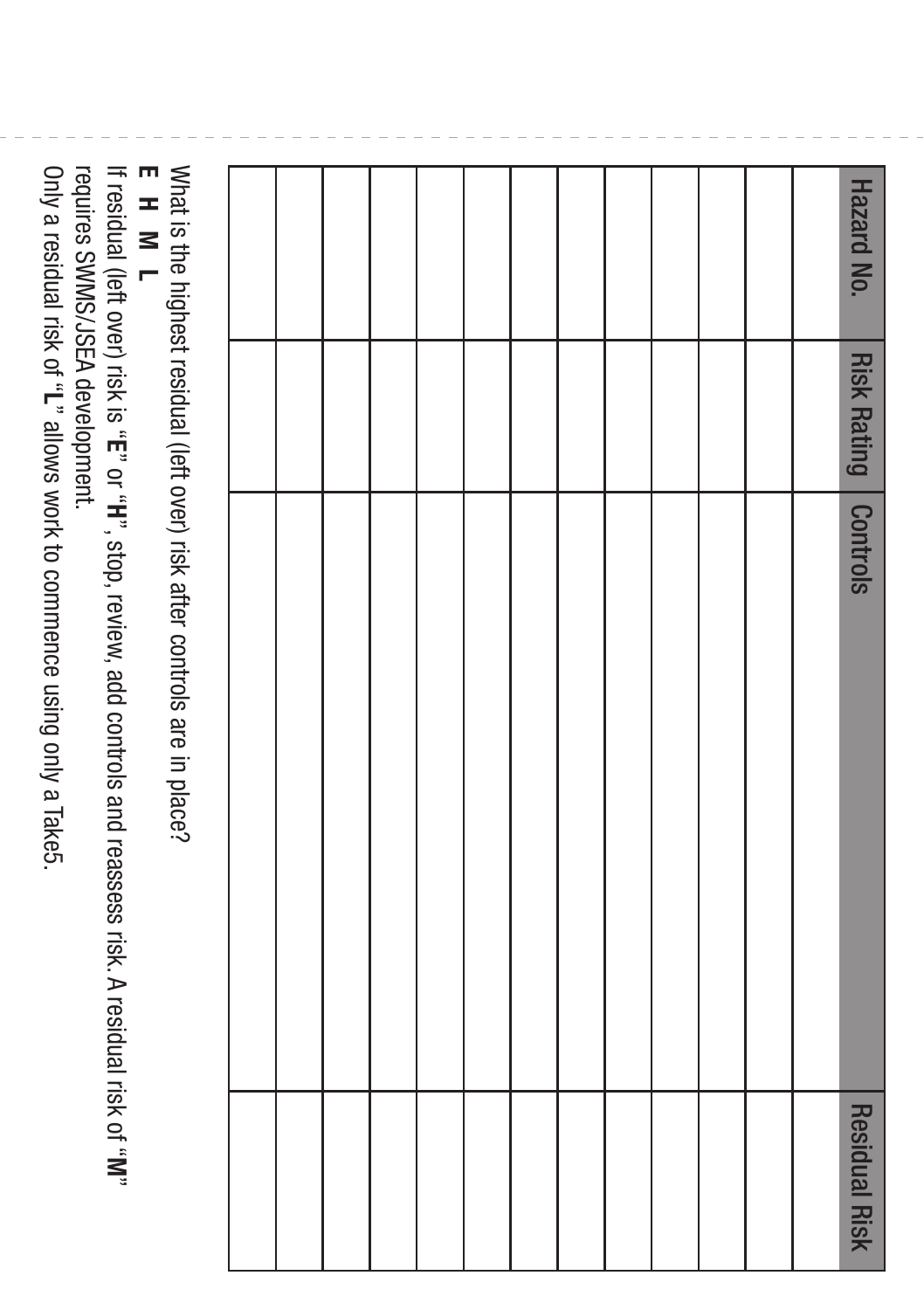| Hazard No. | Risk Rating | Controls | Residual Risk |
|---|---|---|---|
| | | | |
| | | | |
| | | | |
| | | | |
| | | | |
| | | | |
| | | | |
| | | | |
| | | | |
| | | | |
| | | | |
| | | | |
| | | | |
| | | | |

What is the highest residual (left over) risk after controls are in place?

**E H M L**

If residual (left over) risk is "**E**" or "**H**", stop, review, add controls and reassess risk. A residual risk of "**M**" requires SWMS/JSEA development.

Only a residual risk of "**L**" allows work to commence using only a Take5.